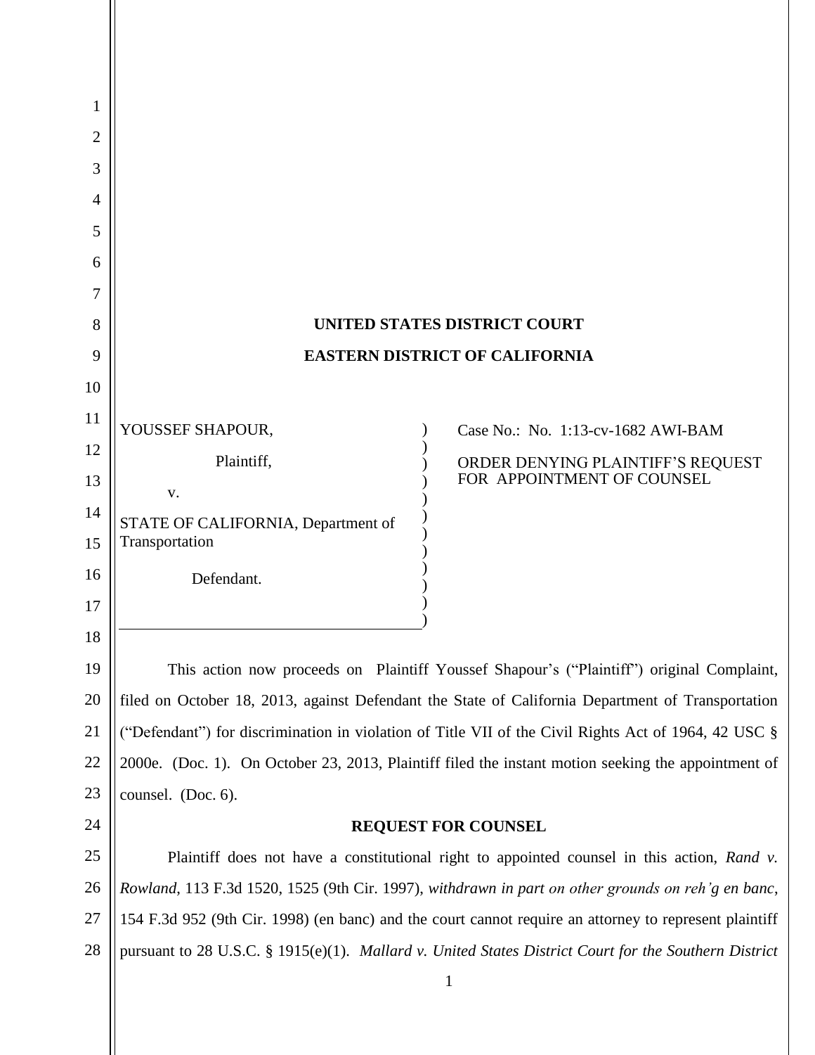**UNITED STATES DISTRICT COURT**

**EASTERN DISTRICT OF CALIFORNIA**

| | |
|---|---|
| YOUSSEF SHAPOUR,<br><br>Plaintiff,<br><br>v.<br><br>STATE OF CALIFORNIA, Department of Transportation<br><br>Defendant. | Case No.: No. 1:13-cv-1682 AWI-BAM<br><br>ORDER DENYING PLAINTIFF'S REQUEST FOR APPOINTMENT OF COUNSEL |

This action now proceeds on Plaintiff Youssef Shapour's ("Plaintiff") original Complaint, filed on October 18, 2013, against Defendant the State of California Department of Transportation ("Defendant") for discrimination in violation of Title VII of the Civil Rights Act of 1964, 42 USC § 2000e. (Doc. 1). On October 23, 2013, Plaintiff filed the instant motion seeking the appointment of counsel. (Doc. 6).

**REQUEST FOR COUNSEL**

Plaintiff does not have a constitutional right to appointed counsel in this action, *Rand v. Rowland*, 113 F.3d 1520, 1525 (9th Cir. 1997), *withdrawn in part on other grounds on reh'g en banc*, 154 F.3d 952 (9th Cir. 1998) (en banc) and the court cannot require an attorney to represent plaintiff pursuant to 28 U.S.C. § 1915(e)(1). *Mallard v. United States District Court for the Southern District*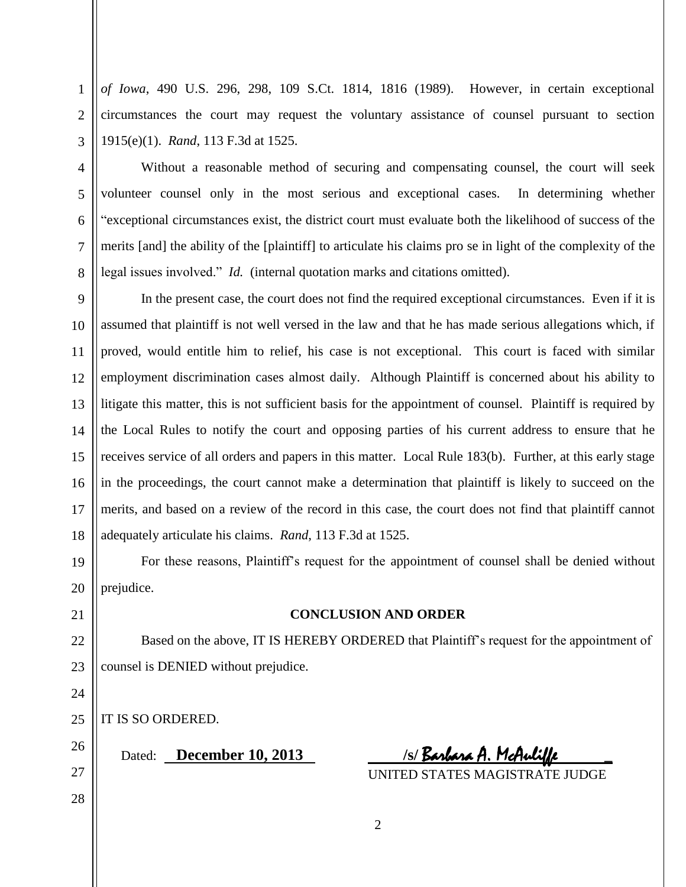*of Iowa*, 490 U.S. 296, 298, 109 S.Ct. 1814, 1816 (1989). However, in certain exceptional circumstances the court may request the voluntary assistance of counsel pursuant to section 1915(e)(1). *Rand*, 113 F.3d at 1525.

Without a reasonable method of securing and compensating counsel, the court will seek volunteer counsel only in the most serious and exceptional cases. In determining whether "exceptional circumstances exist, the district court must evaluate both the likelihood of success of the merits [and] the ability of the [plaintiff] to articulate his claims pro se in light of the complexity of the legal issues involved." *Id.* (internal quotation marks and citations omitted).

In the present case, the court does not find the required exceptional circumstances. Even if it is assumed that plaintiff is not well versed in the law and that he has made serious allegations which, if proved, would entitle him to relief, his case is not exceptional. This court is faced with similar employment discrimination cases almost daily. Although Plaintiff is concerned about his ability to litigate this matter, this is not sufficient basis for the appointment of counsel. Plaintiff is required by the Local Rules to notify the court and opposing parties of his current address to ensure that he receives service of all orders and papers in this matter. Local Rule 183(b). Further, at this early stage in the proceedings, the court cannot make a determination that plaintiff is likely to succeed on the merits, and based on a review of the record in this case, the court does not find that plaintiff cannot adequately articulate his claims. *Rand*, 113 F.3d at 1525.

For these reasons, Plaintiff's request for the appointment of counsel shall be denied without prejudice.

**CONCLUSION AND ORDER**

Based on the above, IT IS HEREBY ORDERED that Plaintiff's request for the appointment of counsel is DENIED without prejudice.

IT IS SO ORDERED.

Dated: **December 10, 2013**

**/s/** Barbara A. McAuliffe

UNITED STATES MAGISTRATE JUDGE